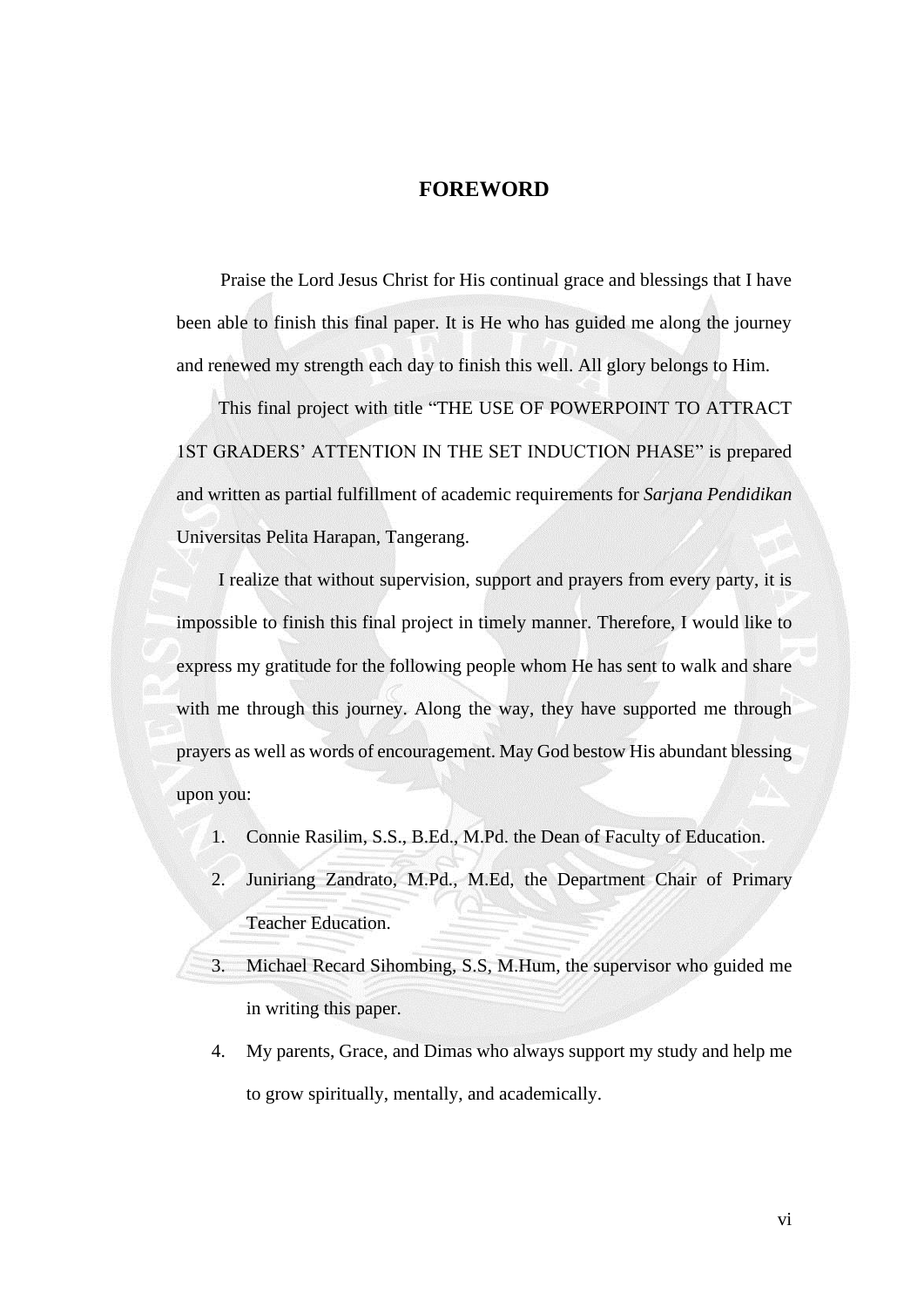# FOREWORD

Praise the Lord Jesus Christ for His continual grace and blessings that I have been able to finish this final paper. It is He who has guided me along the journey and renewed my strength each day to finish this well. All glory belongs to Him.

This final project with title "THE USE OF POWERPOINT TO ATTRACT 1ST GRADERS' ATTENTION IN THE SET INDUCTION PHASE" is prepared and written as partial fulfillment of academic requirements for *Sarjana Pendidikan* Universitas Pelita Harapan, Tangerang.

I realize that without supervision, support and prayers from every party, it is impossible to finish this final project in timely manner. Therefore, I would like to express my gratitude for the following people whom He has sent to walk and share with me through this journey. Along the way, they have supported me through prayers as well as words of encouragement. May God bestow His abundant blessing upon you:

1. Connie Rasilim, S.S., B.Ed., M.Pd. the Dean of Faculty of Education.
2. Juniriang Zandrato, M.Pd., M.Ed, the Department Chair of Primary Teacher Education.
3. Michael Recard Sihombing, S.S, M.Hum, the supervisor who guided me in writing this paper.
4. My parents, Grace, and Dimas who always support my study and help me to grow spiritually, mentally, and academically.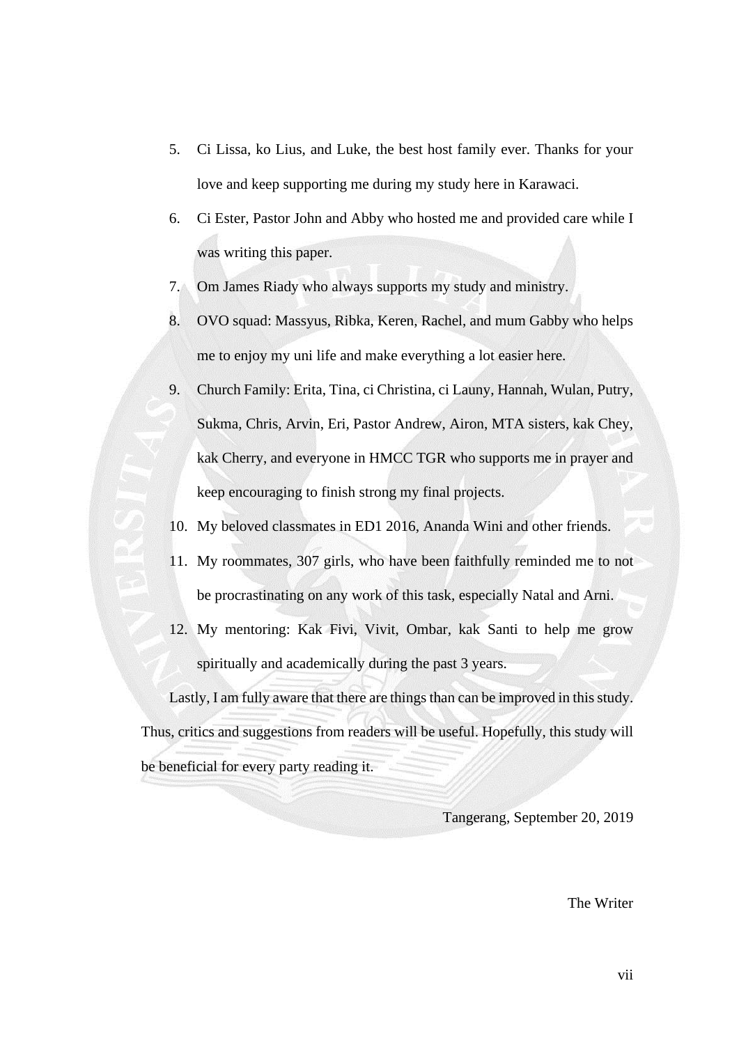5. Ci Lissa, ko Lius, and Luke, the best host family ever. Thanks for your love and keep supporting me during my study here in Karawaci.
6. Ci Ester, Pastor John and Abby who hosted me and provided care while I was writing this paper.
7. Om James Riady who always supports my study and ministry.
8. OVO squad: Massyus, Ribka, Keren, Rachel, and mum Gabby who helps me to enjoy my uni life and make everything a lot easier here.
9. Church Family: Erita, Tina, ci Christina, ci Launy, Hannah, Wulan, Putry, Sukma, Chris, Arvin, Eri, Pastor Andrew, Airon, MTA sisters, kak Chey, kak Cherry, and everyone in HMCC TGR who supports me in prayer and keep encouraging to finish strong my final projects.
10. My beloved classmates in ED1 2016, Ananda Wini and other friends.
11. My roommates, 307 girls, who have been faithfully reminded me to not be procrastinating on any work of this task, especially Natal and Arni.
12. My mentoring: Kak Fivi, Vivit, Ombar, kak Santi to help me grow spiritually and academically during the past 3 years.

Lastly, I am fully aware that there are things than can be improved in this study. Thus, critics and suggestions from readers will be useful. Hopefully, this study will be beneficial for every party reading it.

Tangerang, September 20, 2019

The Writer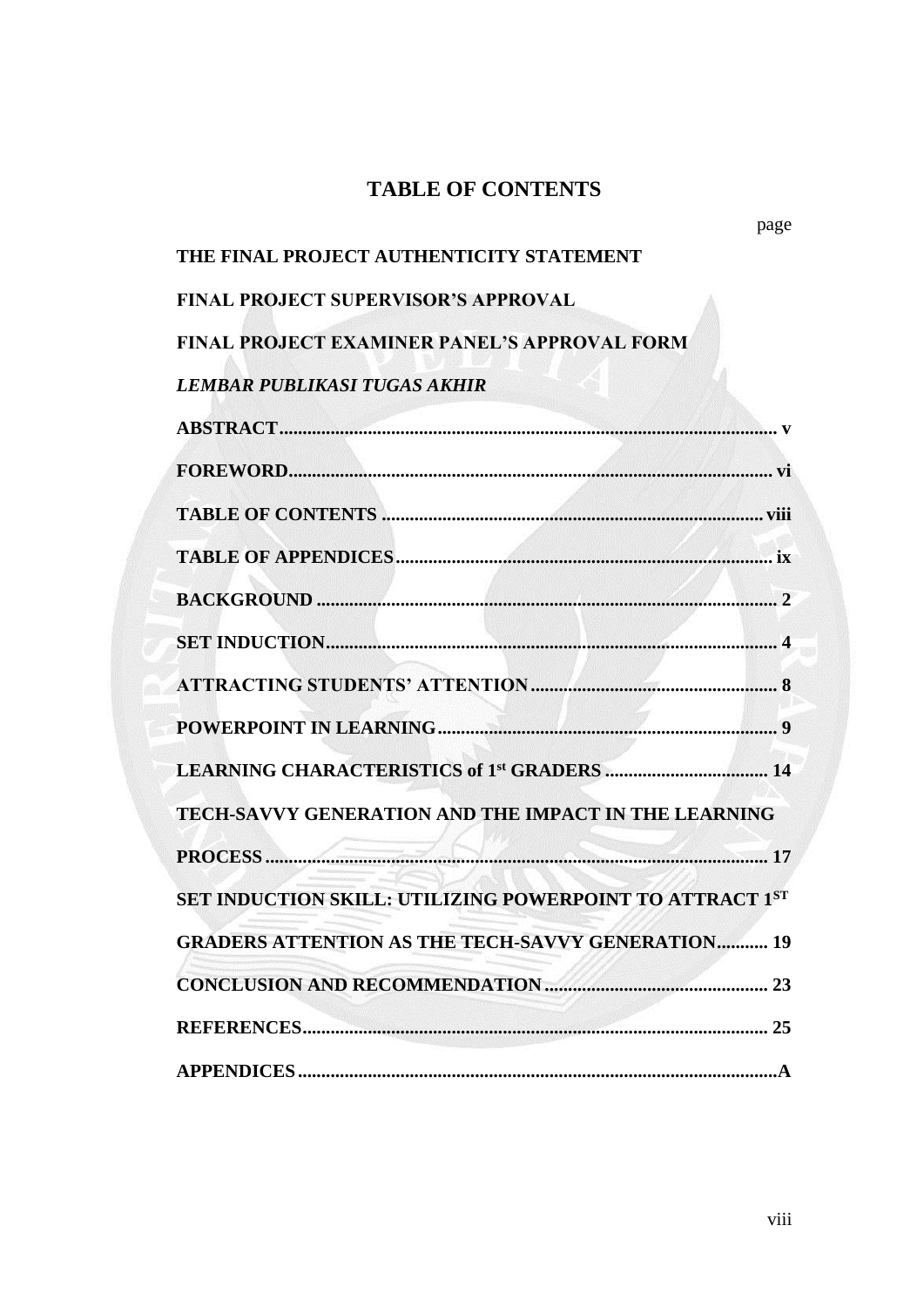# TABLE OF CONTENTS

page

**THE FINAL PROJECT AUTHENTICITY STATEMENT**

**FINAL PROJECT SUPERVISOR'S APPROVAL**

**FINAL PROJECT EXAMINER PANEL'S APPROVAL FORM**

***LEMBAR PUBLIKASI TUGAS AKHIR***

**ABSTRACT** ........................................................ v

**FOREWORD** ........................................................ vi

**TABLE OF CONTENTS** ........................................................ viii

**TABLE OF APPENDICES** ........................................................ ix

**BACKGROUND** ........................................................ 2

**SET INDUCTION** ........................................................ 4

**ATTRACTING STUDENTS' ATTENTION** ........................................................ 8

**POWERPOINT IN LEARNING** ........................................................ 9

**LEARNING CHARACTERISTICS of 1st GRADERS** ........................................................ 14

**TECH-SAVVY GENERATION AND THE IMPACT IN THE LEARNING PROCESS** ........................................................ 17

**SET INDUCTION SKILL: UTILIZING POWERPOINT TO ATTRACT 1ST GRADERS ATTENTION AS THE TECH-SAVVY GENERATION** ........................................................ 19

**CONCLUSION AND RECOMMENDATION** ........................................................ 23

**REFERENCES** ........................................................ 25

**APPENDICES** ........................................................ A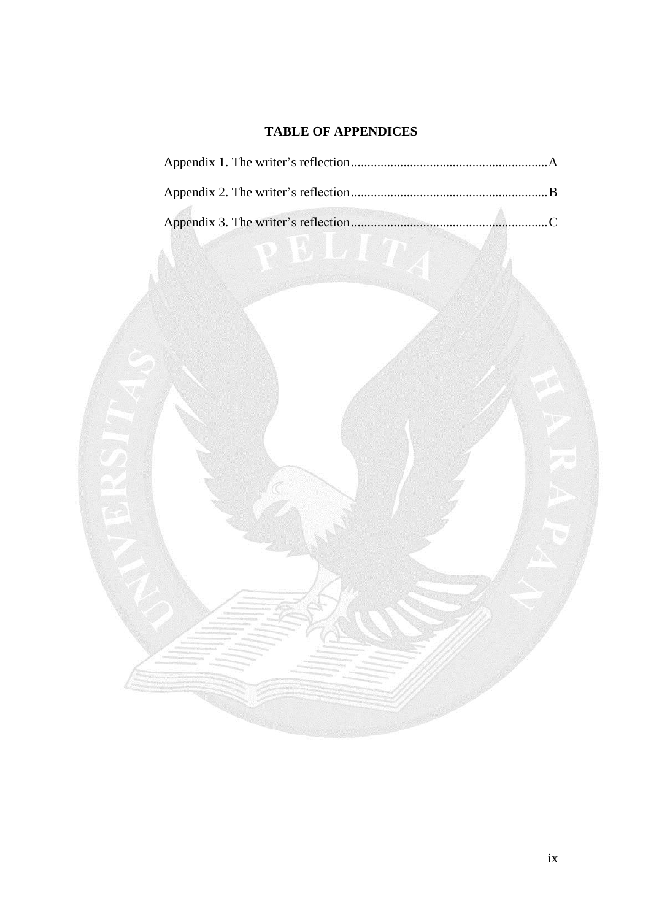# TABLE OF APPENDICES

Appendix 1. The writer's reflection............................................................A

Appendix 2. The writer's reflection............................................................B

Appendix 3. The writer's reflection............................................................C